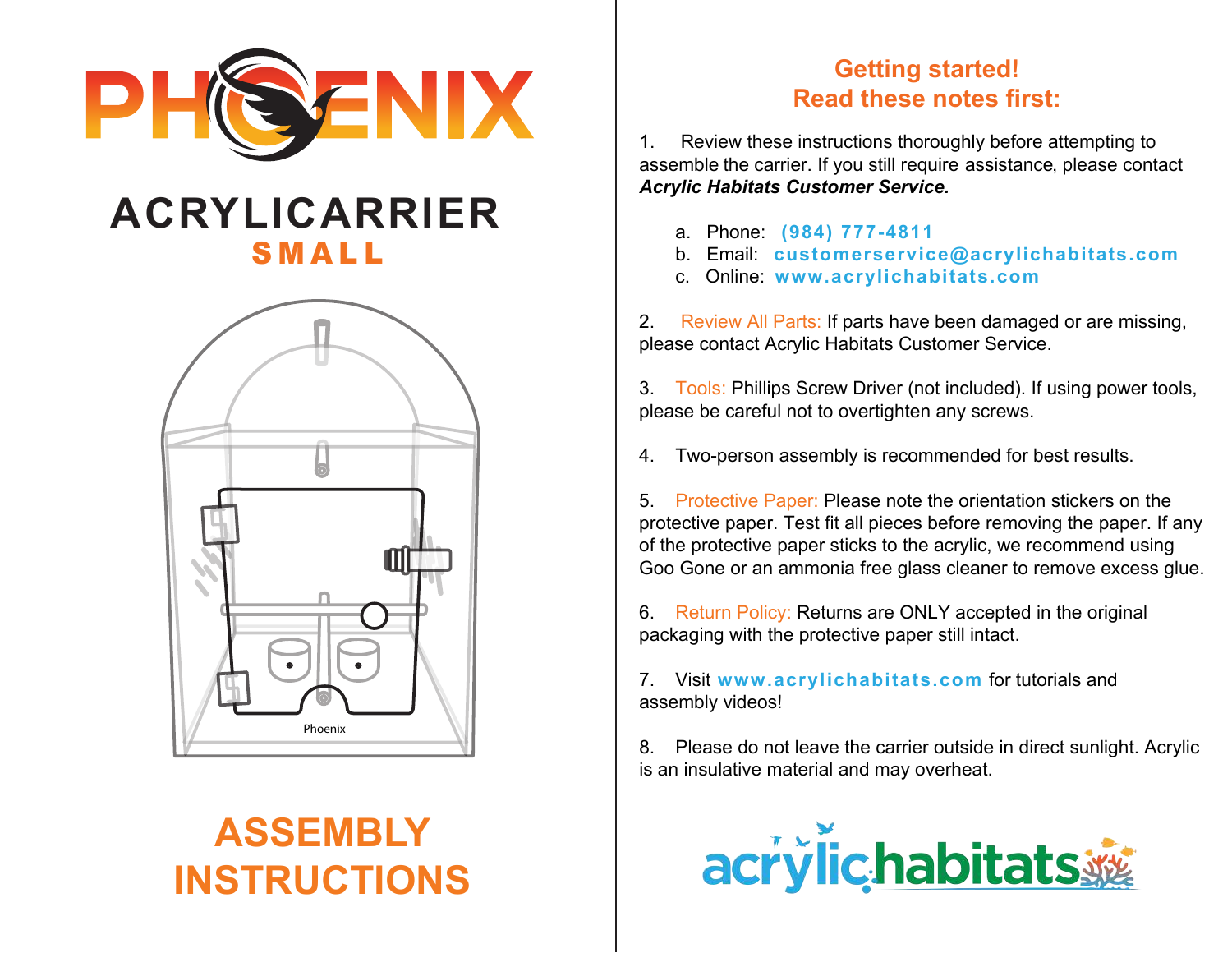# PHOENIX

## ACRYLICARRIER

### SMALL

Phoenix

# ASSEMBLY INSTRUCTIONS

## Getting started!
## Read these notes first:

1. Review these instructions thoroughly before attempting to assemble the carrier. If you still require assistance, please contact ***Acrylic Habitats Customer Service.***

   a. Phone: **(984) 777-4811**
   b. Email: **customerservice@acrylichabitats.com**
   c. Online: **www.acrylichabitats.com**

2. Review All Parts: If parts have been damaged or are missing, please contact Acrylic Habitats Customer Service.

3. Tools: Phillips Screw Driver (not included). If using power tools, please be careful not to overtighten any screws.

4. Two-person assembly is recommended for best results.

5. Protective Paper: Please note the orientation stickers on the protective paper. Test fit all pieces before removing the paper. If any of the protective paper sticks to the acrylic, we recommend using Goo Gone or an ammonia free glass cleaner to remove excess glue.

6. Return Policy: Returns are ONLY accepted in the original packaging with the protective paper still intact.

7. Visit **www.acrylichabitats.com** for tutorials and assembly videos!

8. Please do not leave the carrier outside in direct sunlight. Acrylic is an insulative material and may overheat.

acrylichabitats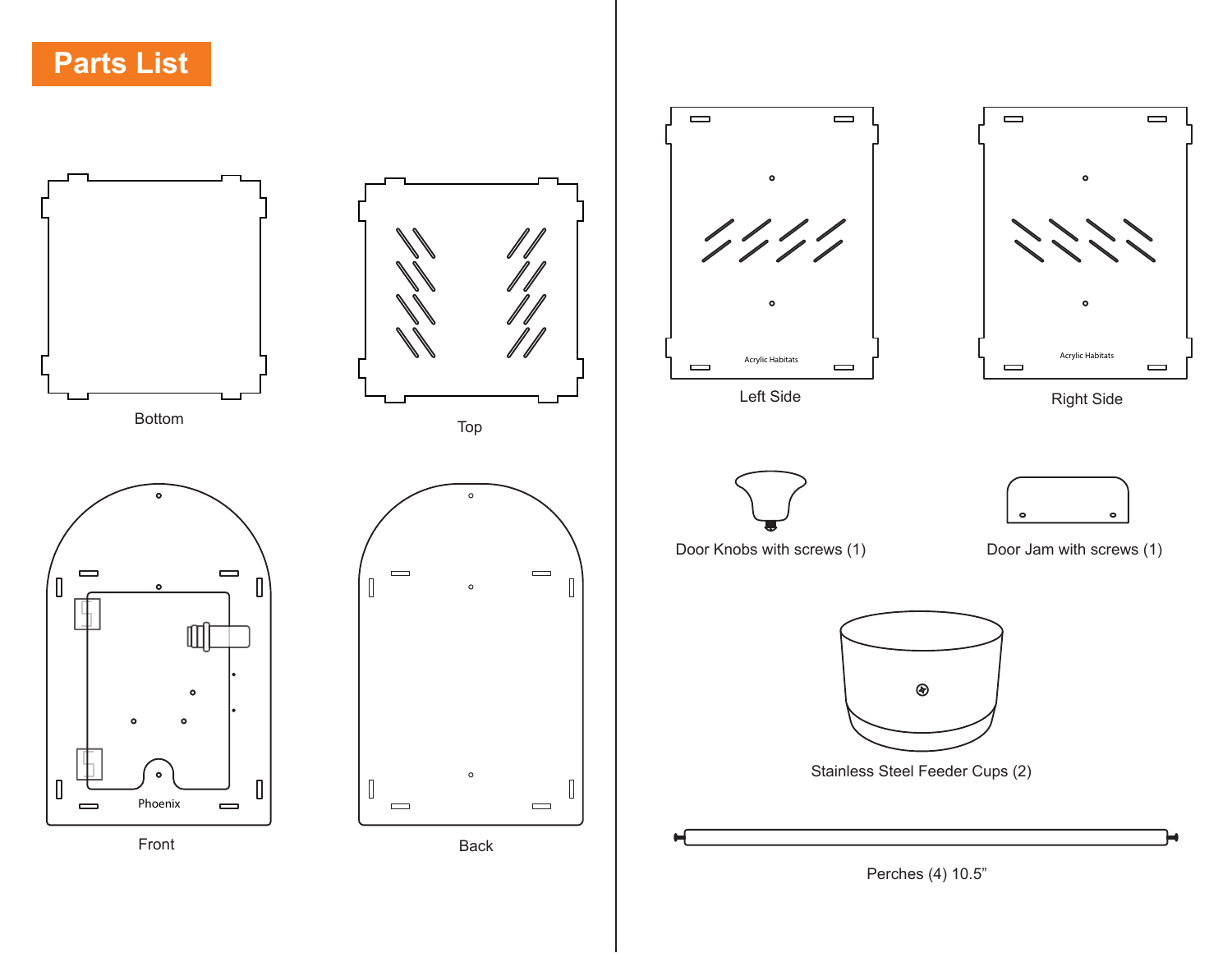# Parts List

Bottom

Top

Acrylic Habitats

Left Side

Acrylic Habitats

Right Side

Phoenix

Front

Back

Door Knobs with screws (1)

Door Jam with screws (1)

Stainless Steel Feeder Cups (2)

Perches (4) 10.5”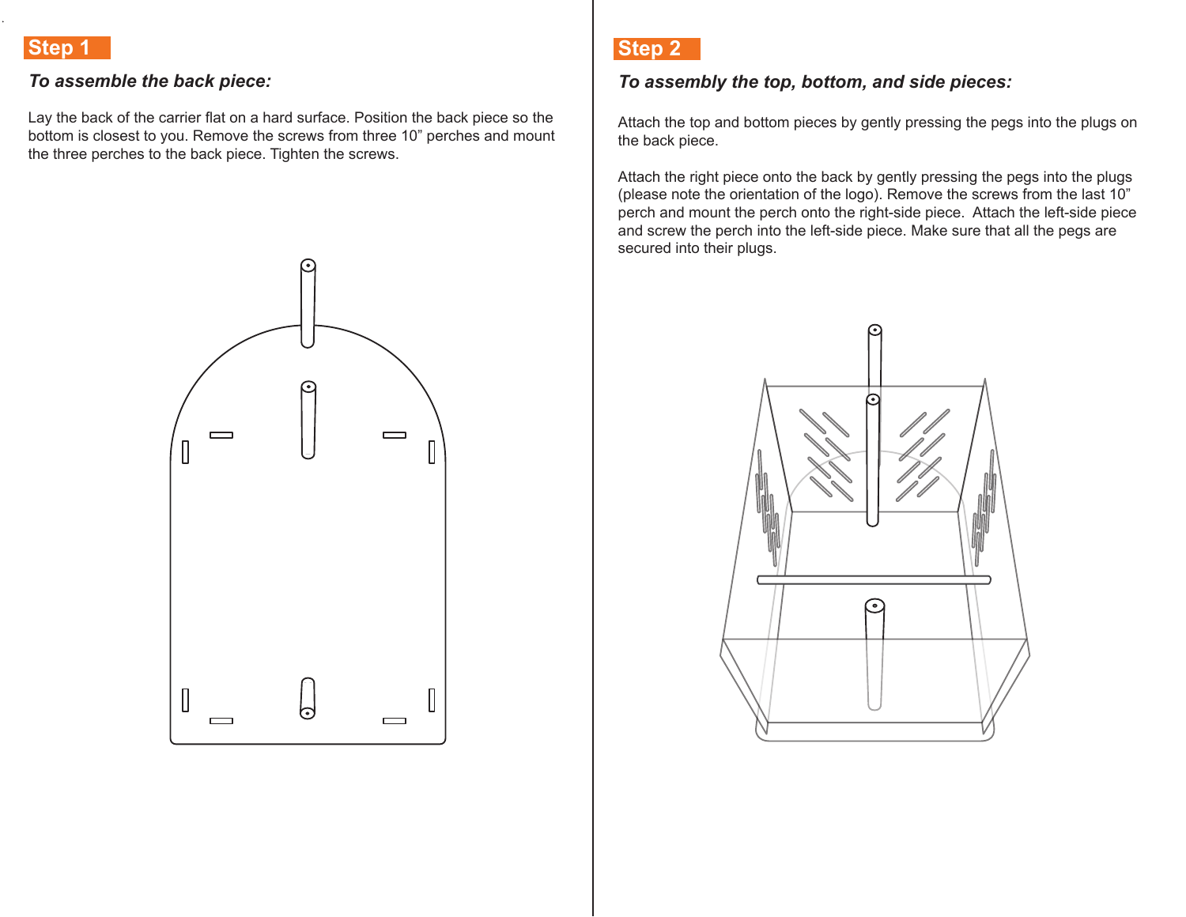## Step 1

### *To assemble the back piece:*

Lay the back of the carrier flat on a hard surface. Position the back piece so the bottom is closest to you. Remove the screws from three 10” perches and mount the three perches to the back piece. Tighten the screws.

## Step 2

### *To assembly the top, bottom, and side pieces:*

Attach the top and bottom pieces by gently pressing the pegs into the plugs on the back piece.

Attach the right piece onto the back by gently pressing the pegs into the plugs (please note the orientation of the logo). Remove the screws from the last 10” perch and mount the perch onto the right-side piece. Attach the left-side piece and screw the perch into the left-side piece. Make sure that all the pegs are secured into their plugs.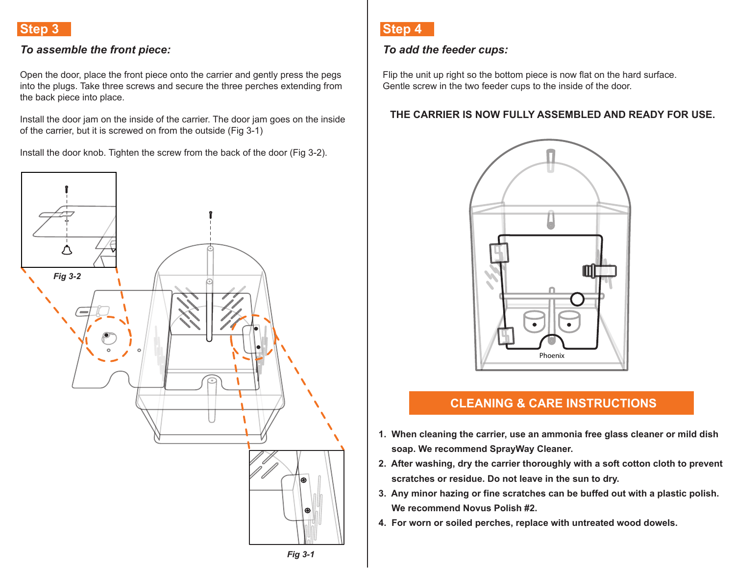## Step 3

### *To assemble the front piece:*

Open the door, place the front piece onto the carrier and gently press the pegs into the plugs. Take three screws and secure the three perches extending from the back piece into place.

Install the door jam on the inside of the carrier. The door jam goes on the inside of the carrier, but it is screwed on from the outside (Fig 3-1)

Install the door knob. Tighten the screw from the back of the door (Fig 3-2).

*Fig 3-2*

*Fig 3-1*

## Step 4

### *To add the feeder cups:*

Flip the unit up right so the bottom piece is now flat on the hard surface.
Gentle screw in the two feeder cups to the inside of the door.

**THE CARRIER IS NOW FULLY ASSEMBLED AND READY FOR USE.**

Phoenix

## CLEANING & CARE INSTRUCTIONS

1. **When cleaning the carrier, use an ammonia free glass cleaner or mild dish soap. We recommend SprayWay Cleaner.**
2. **After washing, dry the carrier thoroughly with a soft cotton cloth to prevent scratches or residue. Do not leave in the sun to dry.**
3. **Any minor hazing or fine scratches can be buffed out with a plastic polish. We recommend Novus Polish #2.**
4. **For worn or soiled perches, replace with untreated wood dowels.**